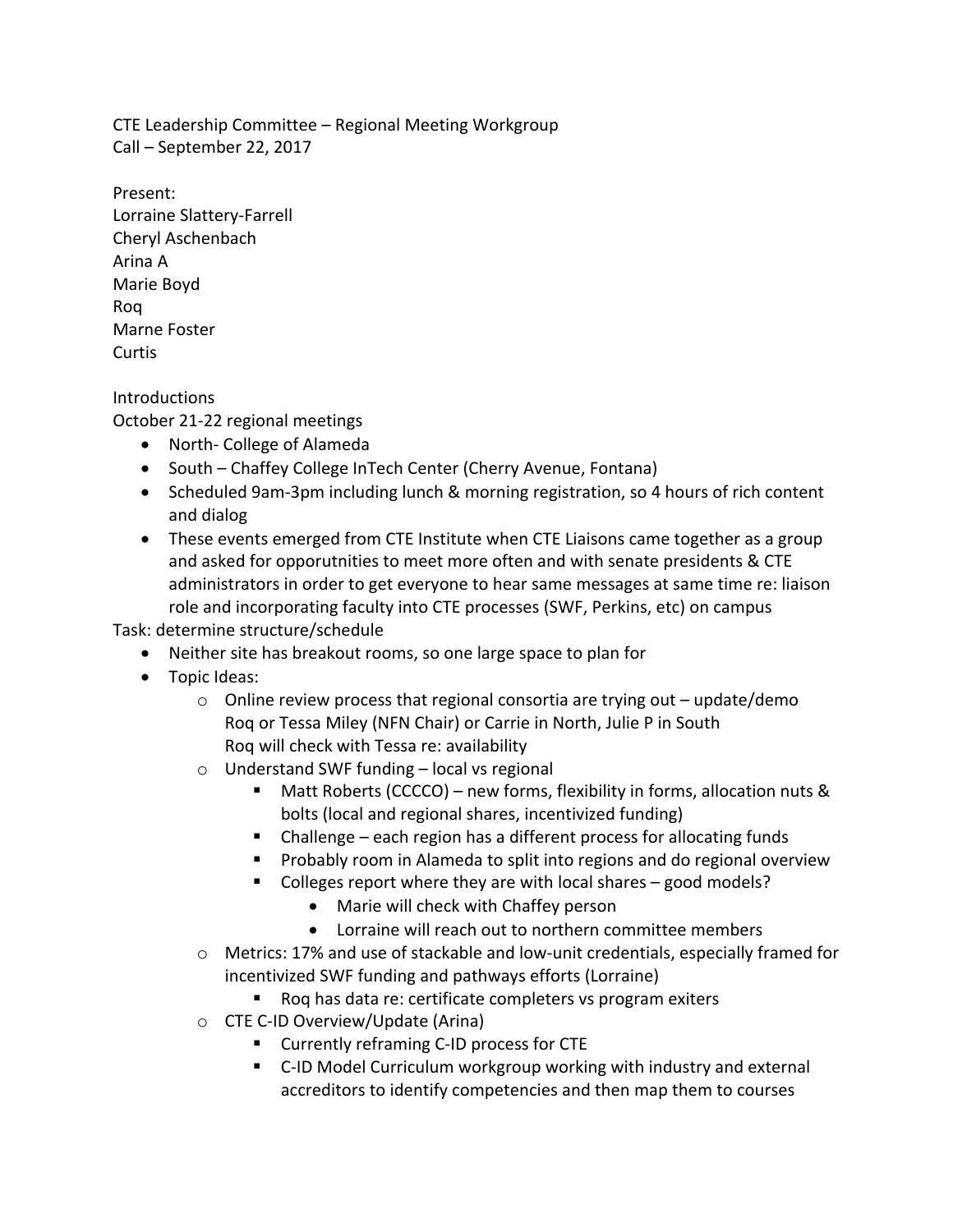CTE Leadership Committee – Regional Meeting Workgroup
Call – September 22, 2017

Present:
Lorraine Slattery-Farrell
Cheryl Aschenbach
Arina A
Marie Boyd
Roq
Marne Foster
Curtis

Introductions
October 21-22 regional meetings

- North- College of Alameda
- South – Chaffey College InTech Center (Cherry Avenue, Fontana)
- Scheduled 9am-3pm including lunch & morning registration, so 4 hours of rich content and dialog
- These events emerged from CTE Institute when CTE Liaisons came together as a group and asked for opportutnities to meet more often and with senate presidents & CTE administrators in order to get everyone to hear same messages at same time re: liaison role and incorporating faculty into CTE processes (SWF, Perkins, etc) on campus

Task: determine structure/schedule

- Neither site has breakout rooms, so one large space to plan for
- Topic Ideas:
  - Online review process that regional consortia are trying out – update/demo
    Roq or Tessa Miley (NFN Chair) or Carrie in North, Julie P in South
    Roq will check with Tessa re: availability
  - Understand SWF funding – local vs regional
    - Matt Roberts (CCCCO) – new forms, flexibility in forms, allocation nuts & bolts (local and regional shares, incentivized funding)
    - Challenge – each region has a different process for allocating funds
    - Probably room in Alameda to split into regions and do regional overview
    - Colleges report where they are with local shares – good models?
      - Marie will check with Chaffey person
      - Lorraine will reach out to northern committee members
  - Metrics: 17% and use of stackable and low-unit credentials, especially framed for incentivized SWF funding and pathways efforts (Lorraine)
    - Roq has data re: certificate completers vs program exiters
  - CTE C-ID Overview/Update (Arina)
    - Currently reframing C-ID process for CTE
    - C-ID Model Curriculum workgroup working with industry and external accreditors to identify competencies and then map them to courses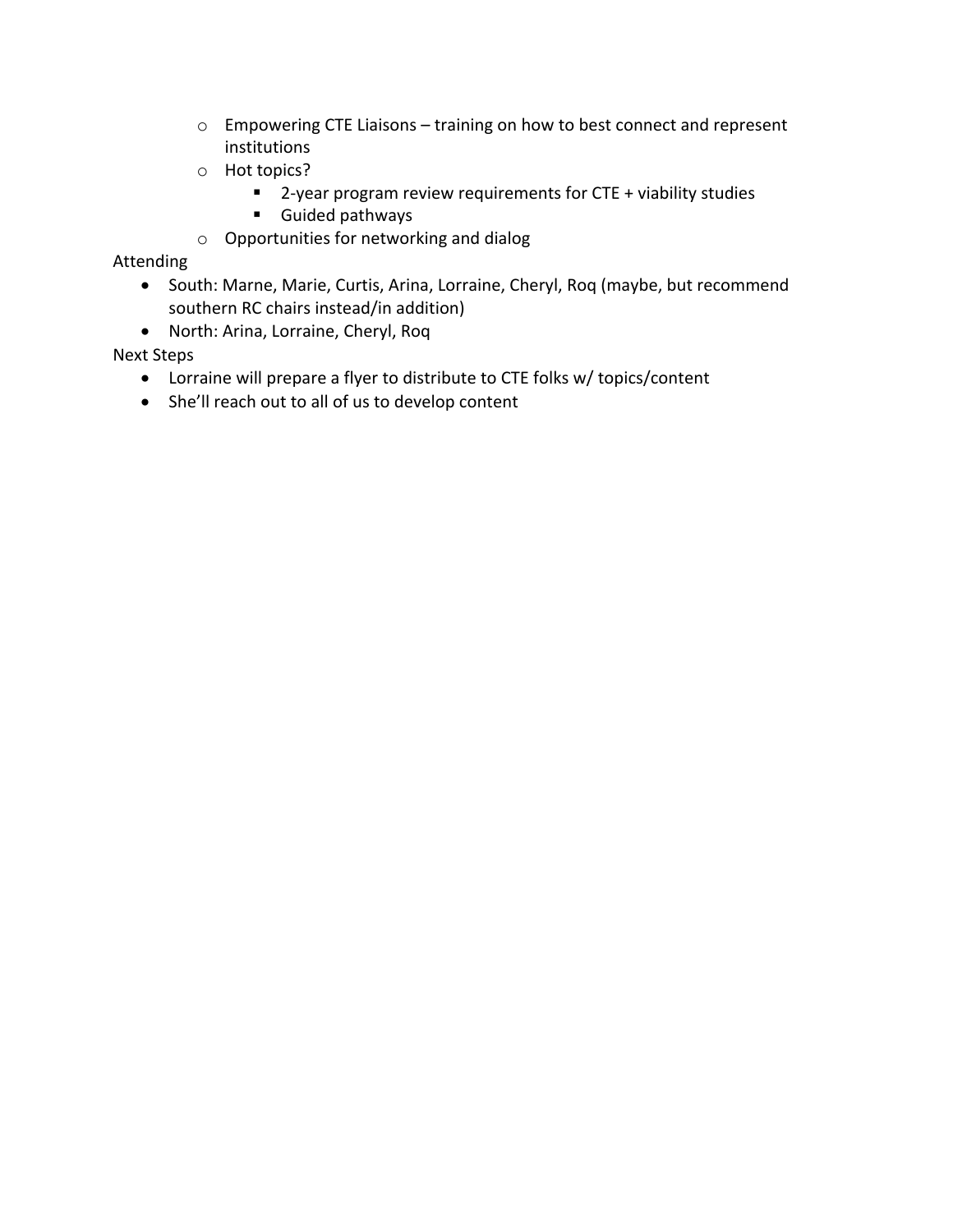- Empowering CTE Liaisons – training on how to best connect and represent institutions
  - Hot topics?
    - 2-year program review requirements for CTE + viability studies
    - Guided pathways
  - Opportunities for networking and dialog

Attending

- South: Marne, Marie, Curtis, Arina, Lorraine, Cheryl, Roq (maybe, but recommend southern RC chairs instead/in addition)
- North: Arina, Lorraine, Cheryl, Roq

Next Steps

- Lorraine will prepare a flyer to distribute to CTE folks w/ topics/content
- She'll reach out to all of us to develop content